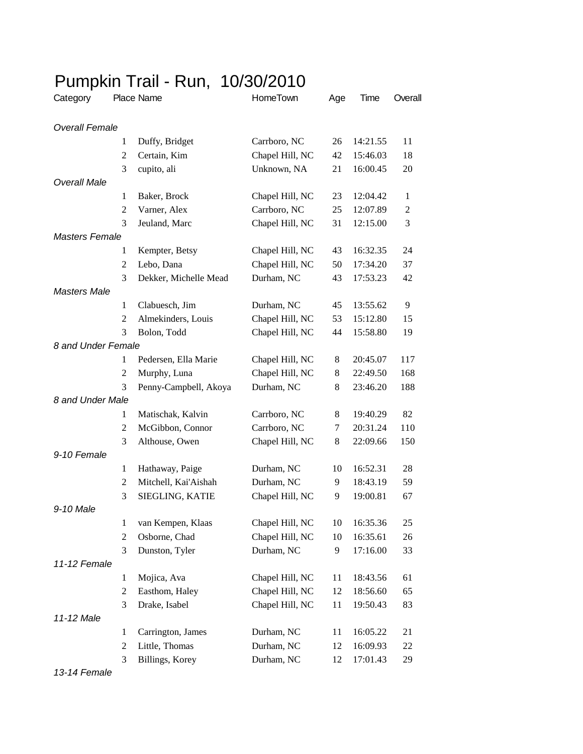# Pumpkin Trail - Run, 10/30/2010

| Category | Place | Name | HomeTown | Age | Time | Overall |
|---|---|---|---|---|---|---|
| *Overall Female* | | | | | | |
| | 1 | Duffy, Bridget | Carrboro, NC | 26 | 14:21.55 | 11 |
| | 2 | Certain, Kim | Chapel Hill, NC | 42 | 15:46.03 | 18 |
| | 3 | cupito, ali | Unknown, NA | 21 | 16:00.45 | 20 |
| *Overall Male* | | | | | | |
| | 1 | Baker, Brock | Chapel Hill, NC | 23 | 12:04.42 | 1 |
| | 2 | Varner, Alex | Carrboro, NC | 25 | 12:07.89 | 2 |
| | 3 | Jeuland, Marc | Chapel Hill, NC | 31 | 12:15.00 | 3 |
| *Masters Female* | | | | | | |
| | 1 | Kempter, Betsy | Chapel Hill, NC | 43 | 16:32.35 | 24 |
| | 2 | Lebo, Dana | Chapel Hill, NC | 50 | 17:34.20 | 37 |
| | 3 | Dekker, Michelle Mead | Durham, NC | 43 | 17:53.23 | 42 |
| *Masters Male* | | | | | | |
| | 1 | Clabuesch, Jim | Durham, NC | 45 | 13:55.62 | 9 |
| | 2 | Almekinders, Louis | Chapel Hill, NC | 53 | 15:12.80 | 15 |
| | 3 | Bolon, Todd | Chapel Hill, NC | 44 | 15:58.80 | 19 |
| *8 and Under Female* | | | | | | |
| | 1 | Pedersen, Ella Marie | Chapel Hill, NC | 8 | 20:45.07 | 117 |
| | 2 | Murphy, Luna | Chapel Hill, NC | 8 | 22:49.50 | 168 |
| | 3 | Penny-Campbell, Akoya | Durham, NC | 8 | 23:46.20 | 188 |
| *8 and Under Male* | | | | | | |
| | 1 | Matischak, Kalvin | Carrboro, NC | 8 | 19:40.29 | 82 |
| | 2 | McGibbon, Connor | Carrboro, NC | 7 | 20:31.24 | 110 |
| | 3 | Althouse, Owen | Chapel Hill, NC | 8 | 22:09.66 | 150 |
| *9-10 Female* | | | | | | |
| | 1 | Hathaway, Paige | Durham, NC | 10 | 16:52.31 | 28 |
| | 2 | Mitchell, Kai'Aishah | Durham, NC | 9 | 18:43.19 | 59 |
| | 3 | SIEGLING, KATIE | Chapel Hill, NC | 9 | 19:00.81 | 67 |
| *9-10 Male* | | | | | | |
| | 1 | van Kempen, Klaas | Chapel Hill, NC | 10 | 16:35.36 | 25 |
| | 2 | Osborne, Chad | Chapel Hill, NC | 10 | 16:35.61 | 26 |
| | 3 | Dunston, Tyler | Durham, NC | 9 | 17:16.00 | 33 |
| *11-12 Female* | | | | | | |
| | 1 | Mojica, Ava | Chapel Hill, NC | 11 | 18:43.56 | 61 |
| | 2 | Easthom, Haley | Chapel Hill, NC | 12 | 18:56.60 | 65 |
| | 3 | Drake, Isabel | Chapel Hill, NC | 11 | 19:50.43 | 83 |
| *11-12 Male* | | | | | | |
| | 1 | Carrington, James | Durham, NC | 11 | 16:05.22 | 21 |
| | 2 | Little, Thomas | Durham, NC | 12 | 16:09.93 | 22 |
| | 3 | Billings, Korey | Durham, NC | 12 | 17:01.43 | 29 |
| *13-14 Female* | | | | | | |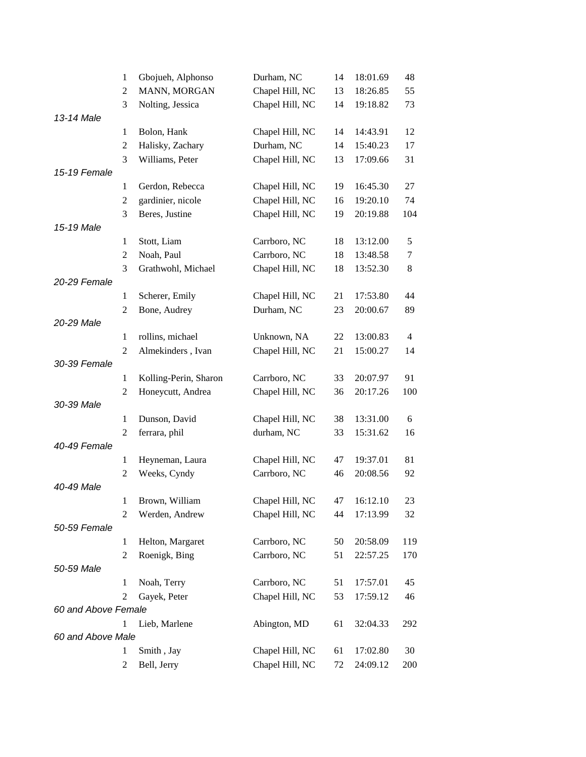| | | | | | | |
|---|---|---|---|---|---|---|
| | 1 | Gbojueh, Alphonso | Durham, NC | 14 | 18:01.69 | 48 |
| | 2 | MANN, MORGAN | Chapel Hill, NC | 13 | 18:26.85 | 55 |
| | 3 | Nolting, Jessica | Chapel Hill, NC | 14 | 19:18.82 | 73 |
| *13-14 Male* | | | | | | |
| | 1 | Bolon, Hank | Chapel Hill, NC | 14 | 14:43.91 | 12 |
| | 2 | Halisky, Zachary | Durham, NC | 14 | 15:40.23 | 17 |
| | 3 | Williams, Peter | Chapel Hill, NC | 13 | 17:09.66 | 31 |
| *15-19 Female* | | | | | | |
| | 1 | Gerdon, Rebecca | Chapel Hill, NC | 19 | 16:45.30 | 27 |
| | 2 | gardinier, nicole | Chapel Hill, NC | 16 | 19:20.10 | 74 |
| | 3 | Beres, Justine | Chapel Hill, NC | 19 | 20:19.88 | 104 |
| *15-19 Male* | | | | | | |
| | 1 | Stott, Liam | Carrboro, NC | 18 | 13:12.00 | 5 |
| | 2 | Noah, Paul | Carrboro, NC | 18 | 13:48.58 | 7 |
| | 3 | Grathwohl, Michael | Chapel Hill, NC | 18 | 13:52.30 | 8 |
| *20-29 Female* | | | | | | |
| | 1 | Scherer, Emily | Chapel Hill, NC | 21 | 17:53.80 | 44 |
| | 2 | Bone, Audrey | Durham, NC | 23 | 20:00.67 | 89 |
| *20-29 Male* | | | | | | |
| | 1 | rollins, michael | Unknown, NA | 22 | 13:00.83 | 4 |
| | 2 | Almekinders , Ivan | Chapel Hill, NC | 21 | 15:00.27 | 14 |
| *30-39 Female* | | | | | | |
| | 1 | Kolling-Perin, Sharon | Carrboro, NC | 33 | 20:07.97 | 91 |
| | 2 | Honeycutt, Andrea | Chapel Hill, NC | 36 | 20:17.26 | 100 |
| *30-39 Male* | | | | | | |
| | 1 | Dunson, David | Chapel Hill, NC | 38 | 13:31.00 | 6 |
| | 2 | ferrara, phil | durham, NC | 33 | 15:31.62 | 16 |
| *40-49 Female* | | | | | | |
| | 1 | Heyneman, Laura | Chapel Hill, NC | 47 | 19:37.01 | 81 |
| | 2 | Weeks, Cyndy | Carrboro, NC | 46 | 20:08.56 | 92 |
| *40-49 Male* | | | | | | |
| | 1 | Brown, William | Chapel Hill, NC | 47 | 16:12.10 | 23 |
| | 2 | Werden, Andrew | Chapel Hill, NC | 44 | 17:13.99 | 32 |
| *50-59 Female* | | | | | | |
| | 1 | Helton, Margaret | Carrboro, NC | 50 | 20:58.09 | 119 |
| | 2 | Roenigk, Bing | Carrboro, NC | 51 | 22:57.25 | 170 |
| *50-59 Male* | | | | | | |
| | 1 | Noah, Terry | Carrboro, NC | 51 | 17:57.01 | 45 |
| | 2 | Gayek, Peter | Chapel Hill, NC | 53 | 17:59.12 | 46 |
| *60 and Above Female* | | | | | | |
| | 1 | Lieb, Marlene | Abington, MD | 61 | 32:04.33 | 292 |
| *60 and Above Male* | | | | | | |
| | 1 | Smith , Jay | Chapel Hill, NC | 61 | 17:02.80 | 30 |
| | 2 | Bell, Jerry | Chapel Hill, NC | 72 | 24:09.12 | 200 |